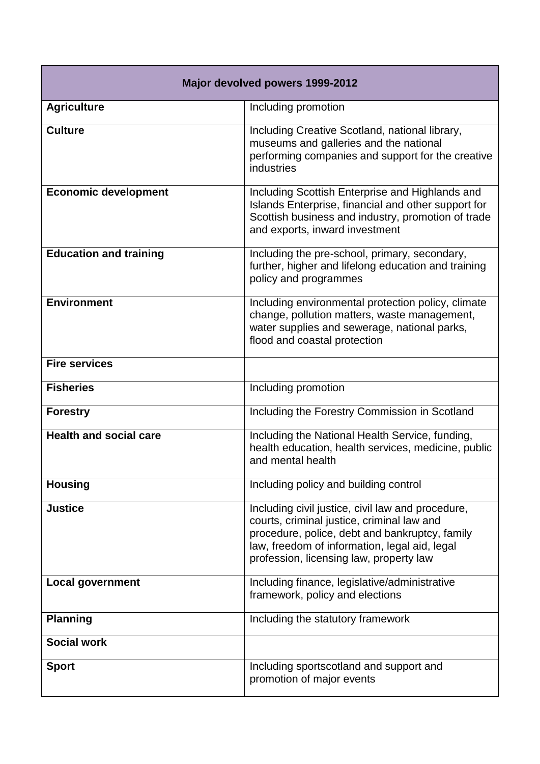| Major devolved powers 1999-2012 | |
|---|---|
| **Agriculture** | Including promotion |
| **Culture** | Including Creative Scotland, national library, museums and galleries and the national performing companies and support for the creative industries |
| **Economic development** | Including Scottish Enterprise and Highlands and Islands Enterprise, financial and other support for Scottish business and industry, promotion of trade and exports, inward investment |
| **Education and training** | Including the pre-school, primary, secondary, further, higher and lifelong education and training policy and programmes |
| **Environment** | Including environmental protection policy, climate change, pollution matters, waste management, water supplies and sewerage, national parks, flood and coastal protection |
| **Fire services** | |
| **Fisheries** | Including promotion |
| **Forestry** | Including the Forestry Commission in Scotland |
| **Health and social care** | Including the National Health Service, funding, health education, health services, medicine, public and mental health |
| **Housing** | Including policy and building control |
| **Justice** | Including civil justice, civil law and procedure, courts, criminal justice, criminal law and procedure, police, debt and bankruptcy, family law, freedom of information, legal aid, legal profession, licensing law, property law |
| **Local government** | Including finance, legislative/administrative framework, policy and elections |
| **Planning** | Including the statutory framework |
| **Social work** | |
| **Sport** | Including sportscotland and support and promotion of major events |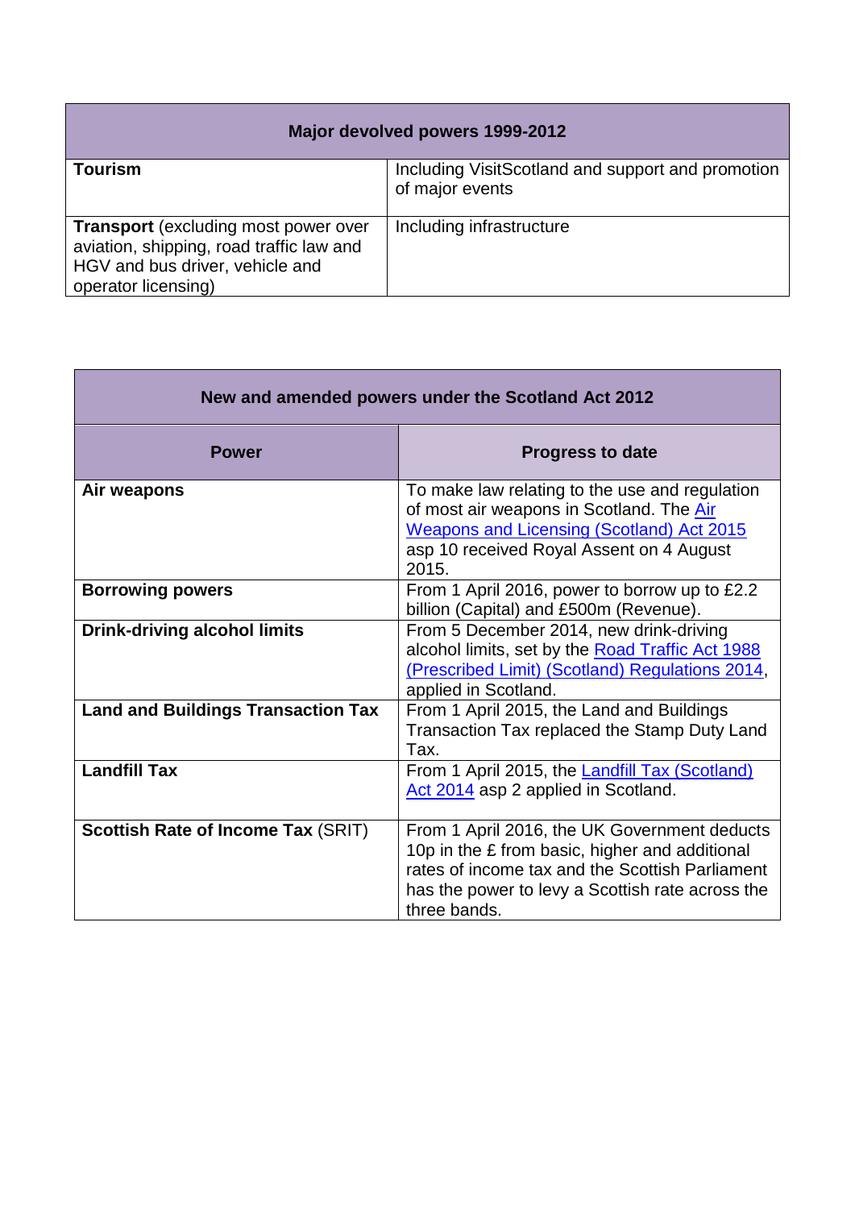| Major devolved powers 1999-2012 | |
|---|---|
| **Tourism** | Including VisitScotland and support and promotion of major events |
| **Transport** (excluding most power over aviation, shipping, road traffic law and HGV and bus driver, vehicle and operator licensing) | Including infrastructure |

| New and amended powers under the Scotland Act 2012 | |
|---|---|
| **Power** | **Progress to date** |
| **Air weapons** | To make law relating to the use and regulation of most air weapons in Scotland. The Air Weapons and Licensing (Scotland) Act 2015 asp 10 received Royal Assent on 4 August 2015. |
| **Borrowing powers** | From 1 April 2016, power to borrow up to £2.2 billion (Capital) and £500m (Revenue). |
| **Drink-driving alcohol limits** | From 5 December 2014, new drink-driving alcohol limits, set by the Road Traffic Act 1988 (Prescribed Limit) (Scotland) Regulations 2014, applied in Scotland. |
| **Land and Buildings Transaction Tax** | From 1 April 2015, the Land and Buildings Transaction Tax replaced the Stamp Duty Land Tax. |
| **Landfill Tax** | From 1 April 2015, the Landfill Tax (Scotland) Act 2014 asp 2 applied in Scotland. |
| **Scottish Rate of Income Tax** (SRIT) | From 1 April 2016, the UK Government deducts 10p in the £ from basic, higher and additional rates of income tax and the Scottish Parliament has the power to levy a Scottish rate across the three bands. |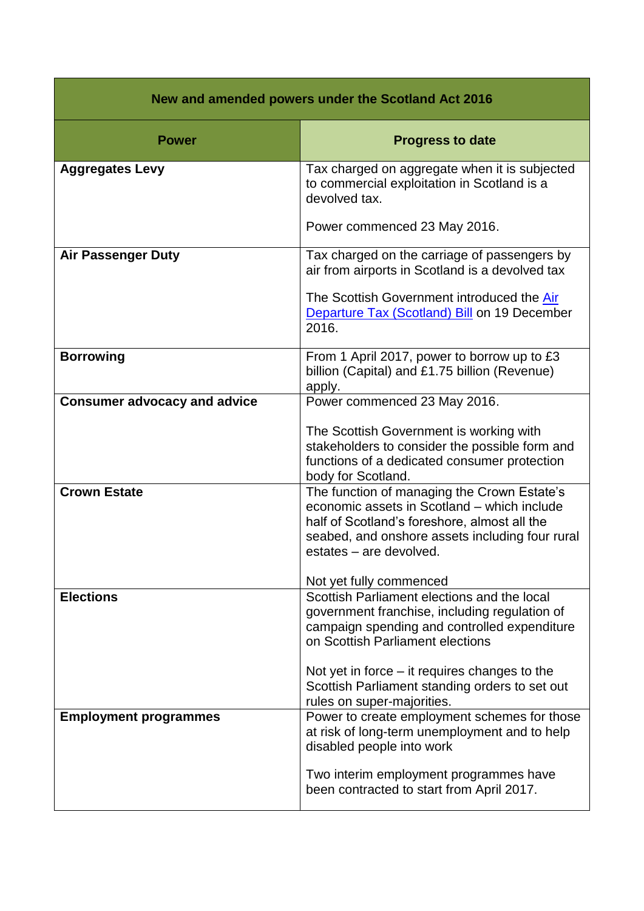| New and amended powers under the Scotland Act 2016 | |
|---|---|
| **Power** | **Progress to date** |
| **Aggregates Levy** | Tax charged on aggregate when it is subjected to commercial exploitation in Scotland is a devolved tax.<br><br>Power commenced 23 May 2016. |
| **Air Passenger Duty** | Tax charged on the carriage of passengers by air from airports in Scotland is a devolved tax<br><br>The Scottish Government introduced the Air Departure Tax (Scotland) Bill on 19 December 2016. |
| **Borrowing** | From 1 April 2017, power to borrow up to £3 billion (Capital) and £1.75 billion (Revenue) apply. |
| **Consumer advocacy and advice** | Power commenced 23 May 2016.<br><br>The Scottish Government is working with stakeholders to consider the possible form and functions of a dedicated consumer protection body for Scotland. |
| **Crown Estate** | The function of managing the Crown Estate's economic assets in Scotland – which include half of Scotland's foreshore, almost all the seabed, and onshore assets including four rural estates – are devolved.<br><br>Not yet fully commenced |
| **Elections** | Scottish Parliament elections and the local government franchise, including regulation of campaign spending and controlled expenditure on Scottish Parliament elections<br><br>Not yet in force – it requires changes to the Scottish Parliament standing orders to set out rules on super-majorities. |
| **Employment programmes** | Power to create employment schemes for those at risk of long-term unemployment and to help disabled people into work<br><br>Two interim employment programmes have been contracted to start from April 2017. |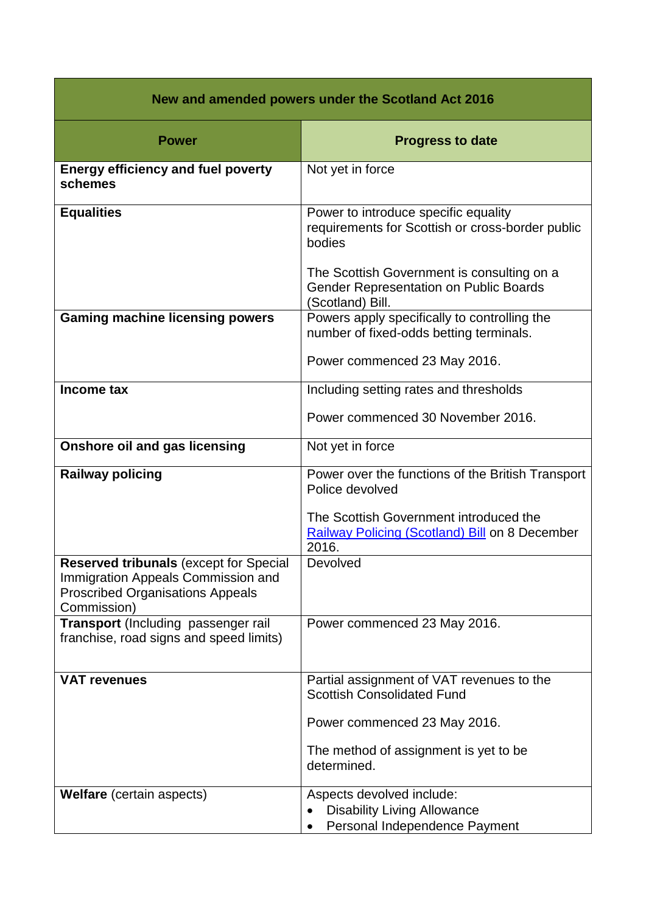| New and amended powers under the Scotland Act 2016 | |
|---|---|
| **Power** | **Progress to date** |
| **Energy efficiency and fuel poverty schemes** | Not yet in force |
| **Equalities** | Power to introduce specific equality requirements for Scottish or cross-border public bodies<br><br>The Scottish Government is consulting on a Gender Representation on Public Boards (Scotland) Bill. |
| **Gaming machine licensing powers** | Powers apply specifically to controlling the number of fixed-odds betting terminals.<br><br>Power commenced 23 May 2016. |
| **Income tax** | Including setting rates and thresholds<br><br>Power commenced 30 November 2016. |
| **Onshore oil and gas licensing** | Not yet in force |
| **Railway policing** | Power over the functions of the British Transport Police devolved<br><br>The Scottish Government introduced the Railway Policing (Scotland) Bill on 8 December 2016. |
| **Reserved tribunals** (except for Special Immigration Appeals Commission and Proscribed Organisations Appeals Commission) | Devolved |
| **Transport** (Including passenger rail franchise, road signs and speed limits) | Power commenced 23 May 2016. |
| **VAT revenues** | Partial assignment of VAT revenues to the Scottish Consolidated Fund<br><br>Power commenced 23 May 2016.<br><br>The method of assignment is yet to be determined. |
| **Welfare** (certain aspects) | Aspects devolved include:<br>• Disability Living Allowance<br>• Personal Independence Payment |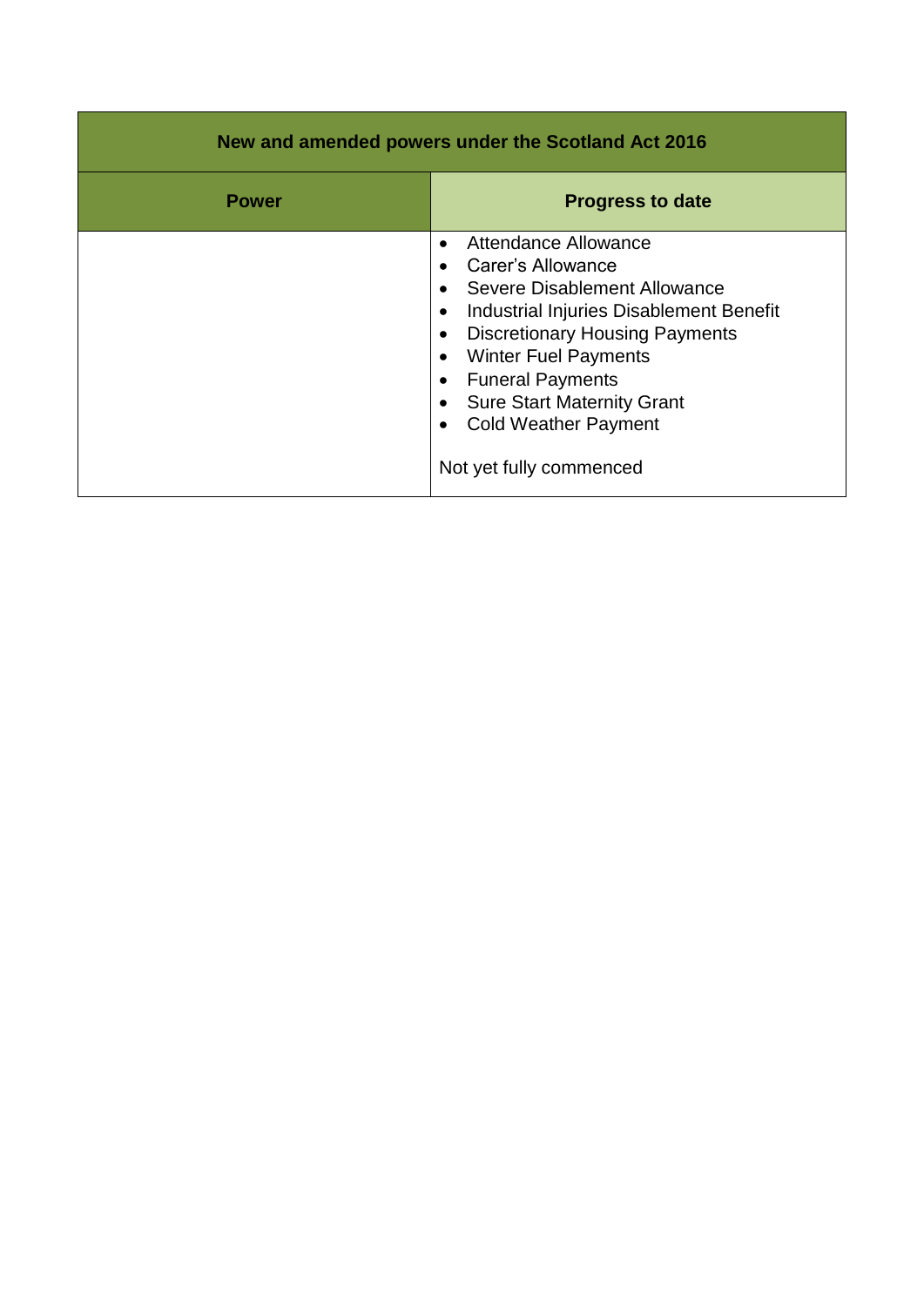| New and amended powers under the Scotland Act 2016 | |
| --- | --- |
| **Power** | **Progress to date** |
| | • Attendance Allowance<br>• Carer's Allowance<br>• Severe Disablement Allowance<br>• Industrial Injuries Disablement Benefit<br>• Discretionary Housing Payments<br>• Winter Fuel Payments<br>• Funeral Payments<br>• Sure Start Maternity Grant<br>• Cold Weather Payment<br><br>Not yet fully commenced |